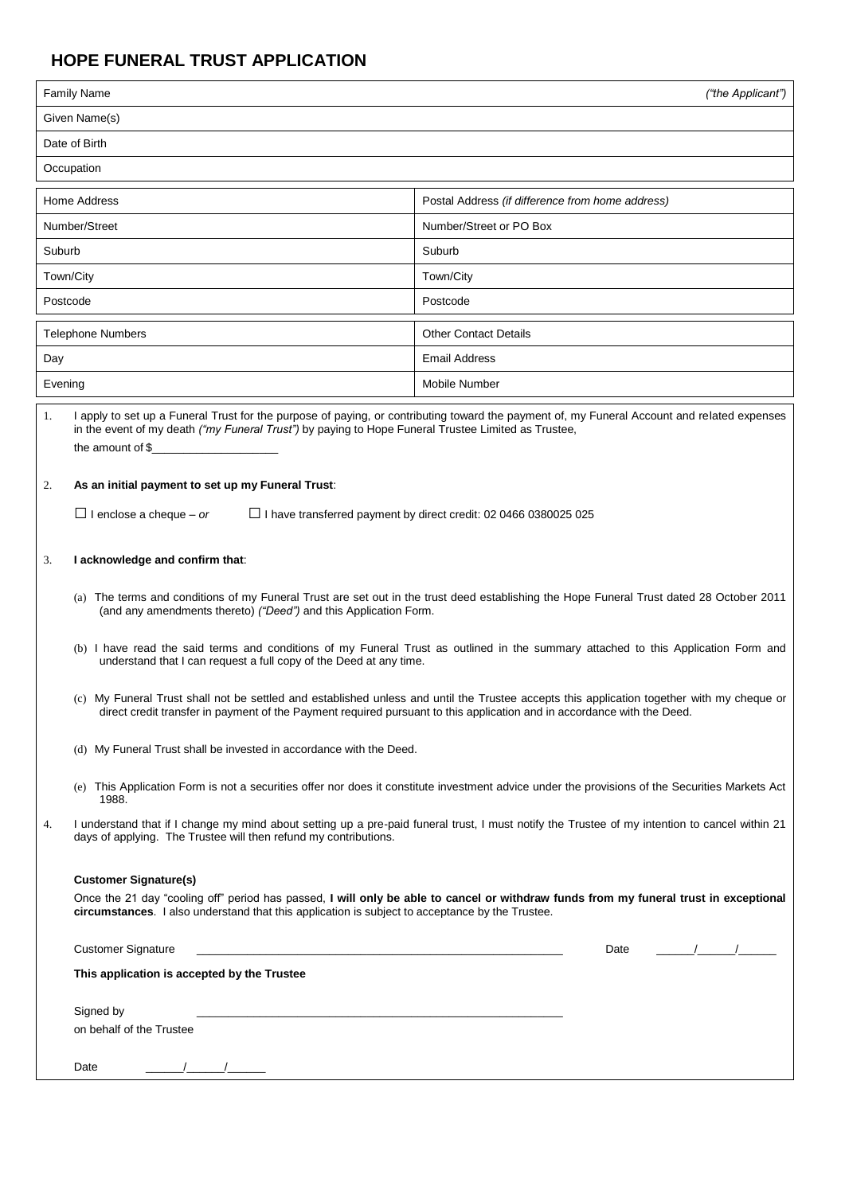# HOPE FUNERAL TRUST APPLICATION

| Family Name | *("the Applicant")* |
|---|---|
| Given Name(s) | |
| Date of Birth | |
| Occupation | |

| Home Address | Postal Address *(if difference from home address)* |
|---|---|
| Number/Street | Number/Street or PO Box |
| Suburb | Suburb |
| Town/City | Town/City |
| Postcode | Postcode |

| Telephone Numbers | Other Contact Details |
|---|---|
| Day | Email Address |
| Evening | Mobile Number |

1. I apply to set up a Funeral Trust for the purpose of paying, or contributing toward the payment of, my Funeral Account and related expenses in the event of my death *("my Funeral Trust")* by paying to Hope Funeral Trustee Limited as Trustee, the amount of $____________________

2. **As an initial payment to set up my Funeral Trust**:

   ☐ I enclose a cheque – *or* ☐ I have transferred payment by direct credit: 02 0466 0380025 025

3. **I acknowledge and confirm that**:

   (a) The terms and conditions of my Funeral Trust are set out in the trust deed establishing the Hope Funeral Trust dated 28 October 2011 (and any amendments thereto) *("Deed")* and this Application Form.

   (b) I have read the said terms and conditions of my Funeral Trust as outlined in the summary attached to this Application Form and understand that I can request a full copy of the Deed at any time.

   (c) My Funeral Trust shall not be settled and established unless and until the Trustee accepts this application together with my cheque or direct credit transfer in payment of the Payment required pursuant to this application and in accordance with the Deed.

   (d) My Funeral Trust shall be invested in accordance with the Deed.

   (e) This Application Form is not a securities offer nor does it constitute investment advice under the provisions of the Securities Markets Act 1988.

4. I understand that if I change my mind about setting up a pre-paid funeral trust, I must notify the Trustee of my intention to cancel within 21 days of applying. The Trustee will then refund my contributions.

**Customer Signature(s)**

Once the 21 day "cooling off" period has passed, **I will only be able to cancel or withdraw funds from my funeral trust in exceptional circumstances**. I also understand that this application is subject to acceptance by the Trustee.

Customer Signature ____________________________________________ Date ______/______/______

**This application is accepted by the Trustee**

Signed by ____________________________________________

on behalf of the Trustee

Date ______/______/______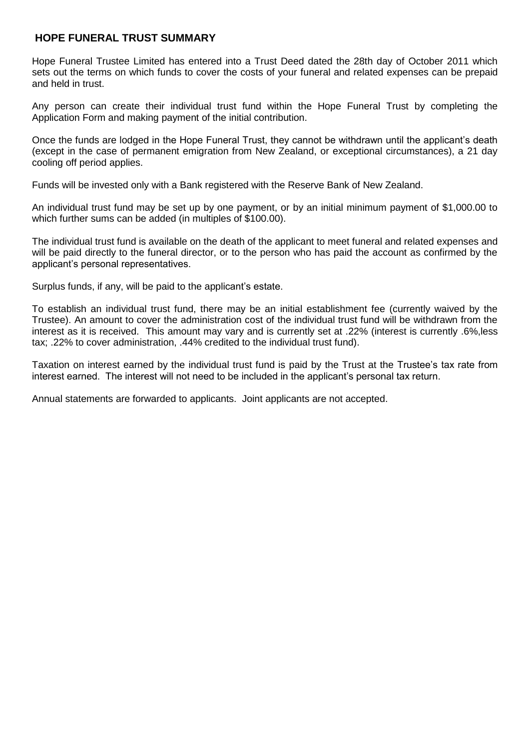## HOPE FUNERAL TRUST SUMMARY

Hope Funeral Trustee Limited has entered into a Trust Deed dated the 28th day of October 2011 which sets out the terms on which funds to cover the costs of your funeral and related expenses can be prepaid and held in trust.

Any person can create their individual trust fund within the Hope Funeral Trust by completing the Application Form and making payment of the initial contribution.

Once the funds are lodged in the Hope Funeral Trust, they cannot be withdrawn until the applicant's death (except in the case of permanent emigration from New Zealand, or exceptional circumstances), a 21 day cooling off period applies.

Funds will be invested only with a Bank registered with the Reserve Bank of New Zealand.

An individual trust fund may be set up by one payment, or by an initial minimum payment of $1,000.00 to which further sums can be added (in multiples of $100.00).

The individual trust fund is available on the death of the applicant to meet funeral and related expenses and will be paid directly to the funeral director, or to the person who has paid the account as confirmed by the applicant's personal representatives.

Surplus funds, if any, will be paid to the applicant's estate.

To establish an individual trust fund, there may be an initial establishment fee (currently waived by the Trustee). An amount to cover the administration cost of the individual trust fund will be withdrawn from the interest as it is received. This amount may vary and is currently set at .22% (interest is currently .6%,less tax; .22% to cover administration, .44% credited to the individual trust fund).

Taxation on interest earned by the individual trust fund is paid by the Trust at the Trustee's tax rate from interest earned. The interest will not need to be included in the applicant's personal tax return.

Annual statements are forwarded to applicants. Joint applicants are not accepted.